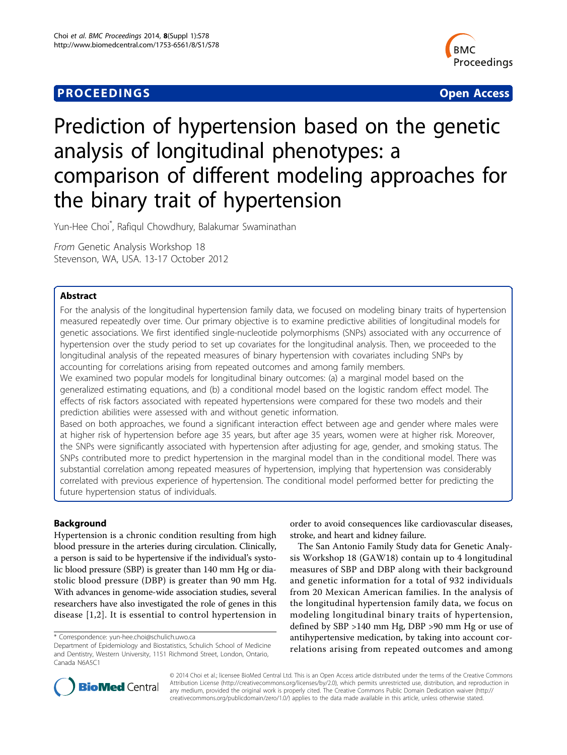**PROCEEDINGS** **Open Access**

# Prediction of hypertension based on the genetic analysis of longitudinal phenotypes: a comparison of different modeling approaches for the binary trait of hypertension

Yun-Hee Choi*, Rafiqul Chowdhury, Balakumar Swaminathan

*From* Genetic Analysis Workshop 18
Stevenson, WA, USA. 13-17 October 2012

## Abstract

For the analysis of the longitudinal hypertension family data, we focused on modeling binary traits of hypertension measured repeatedly over time. Our primary objective is to examine predictive abilities of longitudinal models for genetic associations. We first identified single-nucleotide polymorphisms (SNPs) associated with any occurrence of hypertension over the study period to set up covariates for the longitudinal analysis. Then, we proceeded to the longitudinal analysis of the repeated measures of binary hypertension with covariates including SNPs by accounting for correlations arising from repeated outcomes and among family members.

We examined two popular models for longitudinal binary outcomes: (a) a marginal model based on the generalized estimating equations, and (b) a conditional model based on the logistic random effect model. The effects of risk factors associated with repeated hypertensions were compared for these two models and their prediction abilities were assessed with and without genetic information.

Based on both approaches, we found a significant interaction effect between age and gender where males were at higher risk of hypertension before age 35 years, but after age 35 years, women were at higher risk. Moreover, the SNPs were significantly associated with hypertension after adjusting for age, gender, and smoking status. The SNPs contributed more to predict hypertension in the marginal model than in the conditional model. There was substantial correlation among repeated measures of hypertension, implying that hypertension was considerably correlated with previous experience of hypertension. The conditional model performed better for predicting the future hypertension status of individuals.

## Background

Hypertension is a chronic condition resulting from high blood pressure in the arteries during circulation. Clinically, a person is said to be hypertensive if the individual's systolic blood pressure (SBP) is greater than 140 mm Hg or diastolic blood pressure (DBP) is greater than 90 mm Hg. With advances in genome-wide association studies, several researchers have also investigated the role of genes in this disease [1,2]. It is essential to control hypertension in order to avoid consequences like cardiovascular diseases, stroke, and heart and kidney failure.

The San Antonio Family Study data for Genetic Analysis Workshop 18 (GAW18) contain up to 4 longitudinal measures of SBP and DBP along with their background and genetic information for a total of 932 individuals from 20 Mexican American families. In the analysis of the longitudinal hypertension family data, we focus on modeling longitudinal binary traits of hypertension, defined by SBP >140 mm Hg, DBP >90 mm Hg or use of antihypertensive medication, by taking into account correlations arising from repeated outcomes and among

\* Correspondence: yun-hee.choi@schulich.uwo.ca
Department of Epidemiology and Biostatistics, Schulich School of Medicine and Dentistry, Western University, 1151 Richmond Street, London, Ontario, Canada N6A5C1

© 2014 Choi et al.; licensee BioMed Central Ltd. This is an Open Access article distributed under the terms of the Creative Commons Attribution License (http://creativecommons.org/licenses/by/2.0), which permits unrestricted use, distribution, and reproduction in any medium, provided the original work is properly cited. The Creative Commons Public Domain Dedication waiver (http://creativecommons.org/publicdomain/zero/1.0/) applies to the data made available in this article, unless otherwise stated.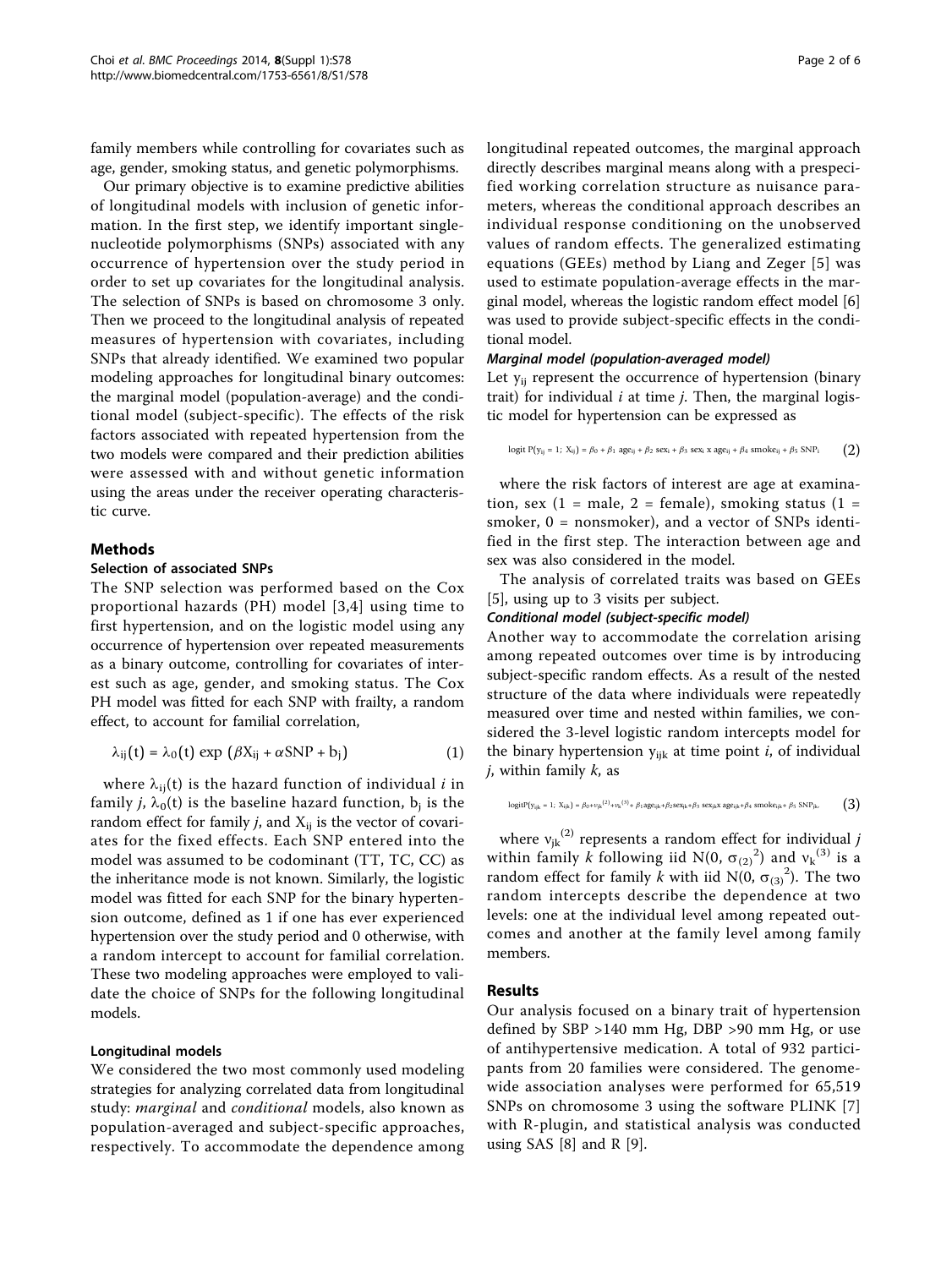family members while controlling for covariates such as age, gender, smoking status, and genetic polymorphisms.

Our primary objective is to examine predictive abilities of longitudinal models with inclusion of genetic information. In the first step, we identify important single-nucleotide polymorphisms (SNPs) associated with any occurrence of hypertension over the study period in order to set up covariates for the longitudinal analysis. The selection of SNPs is based on chromosome 3 only. Then we proceed to the longitudinal analysis of repeated measures of hypertension with covariates, including SNPs that already identified. We examined two popular modeling approaches for longitudinal binary outcomes: the marginal model (population-average) and the conditional model (subject-specific). The effects of the risk factors associated with repeated hypertension from the two models were compared and their prediction abilities were assessed with and without genetic information using the areas under the receiver operating characteristic curve.

## Methods

### Selection of associated SNPs

The SNP selection was performed based on the Cox proportional hazards (PH) model [3,4] using time to first hypertension, and on the logistic model using any occurrence of hypertension over repeated measurements as a binary outcome, controlling for covariates of interest such as age, gender, and smoking status. The Cox PH model was fitted for each SNP with frailty, a random effect, to account for familial correlation,

$$\lambda_{ij}(t) = \lambda_0(t)\exp\left(\beta X_{ij} + \alpha \text{SNP} + b_j\right) \qquad (1)$$

where $\lambda_{ij}(t)$ is the hazard function of individual $i$ in family $j$, $\lambda_0(t)$ is the baseline hazard function, $b_j$ is the random effect for family $j$, and $X_{ij}$ is the vector of covariates for the fixed effects. Each SNP entered into the model was assumed to be codominant (TT, TC, CC) as the inheritance mode is not known. Similarly, the logistic model was fitted for each SNP for the binary hypertension outcome, defined as 1 if one has ever experienced hypertension over the study period and 0 otherwise, with a random intercept to account for familial correlation. These two modeling approaches were employed to validate the choice of SNPs for the following longitudinal models.

### Longitudinal models

We considered the two most commonly used modeling strategies for analyzing correlated data from longitudinal study: *marginal* and *conditional* models, also known as population-averaged and subject-specific approaches, respectively. To accommodate the dependence among longitudinal repeated outcomes, the marginal approach directly describes marginal means along with a prespecified working correlation structure as nuisance parameters, whereas the conditional approach describes an individual response conditioning on the unobserved values of random effects. The generalized estimating equations (GEEs) method by Liang and Zeger [5] was used to estimate population-average effects in the marginal model, whereas the logistic random effect model [6] was used to provide subject-specific effects in the conditional model.

#### *Marginal model (population-averaged model)*

Let $y_{ij}$ represent the occurrence of hypertension (binary trait) for individual $i$ at time $j$. Then, the marginal logistic model for hypertension can be expressed as

$$\text{logit}\, P(y_{ij} = 1;\, X_{ij}) = \beta_0 + \beta_1\, \text{age}_{ij} + \beta_2\, \text{sex}_i + \beta_3\, \text{sex}_i \times \text{age}_{ij} + \beta_4\, \text{smoke}_{ij} + \beta_5\, \text{SNP}_i \qquad (2)$$

where the risk factors of interest are age at examination, sex (1 = male, 2 = female), smoking status (1 = smoker, 0 = nonsmoker), and a vector of SNPs identified in the first step. The interaction between age and sex was also considered in the model.

The analysis of correlated traits was based on GEEs [5], using up to 3 visits per subject.

#### *Conditional model (subject-specific model)*

Another way to accommodate the correlation arising among repeated outcomes over time is by introducing subject-specific random effects. As a result of the nested structure of the data where individuals were repeatedly measured over time and nested within families, we considered the 3-level logistic random intercepts model for the binary hypertension $y_{ijk}$ at time point $i$, of individual $j$, within family $k$, as

$$\text{logit}P(y_{ijk} = 1;\, X_{ijk}) = \beta_0 + v_{jk}^{(2)} + v_k^{(3)} + \beta_1 \text{age}_{ijk} + \beta_2 \text{sex}_{jk} + \beta_3\, \text{sex}_{jk} \text{x}\, \text{age}_{ijk} + \beta_4\, \text{smoke}_{ijk} + \beta_5\, \text{SNP}_{jk}, \qquad (3)$$

where $v_{jk}^{(2)}$ represents a random effect for individual $j$ within family $k$ following iid $N(0, \sigma_{(2)}^2)$ and $v_k^{(3)}$ is a random effect for family $k$ with iid $N(0, \sigma_{(3)}^2)$. The two random intercepts describe the dependence at two levels: one at the individual level among repeated outcomes and another at the family level among family members.

## Results

Our analysis focused on a binary trait of hypertension defined by SBP >140 mm Hg, DBP >90 mm Hg, or use of antihypertensive medication. A total of 932 participants from 20 families were considered. The genome-wide association analyses were performed for 65,519 SNPs on chromosome 3 using the software PLINK [7] with R-plugin, and statistical analysis was conducted using SAS [8] and R [9].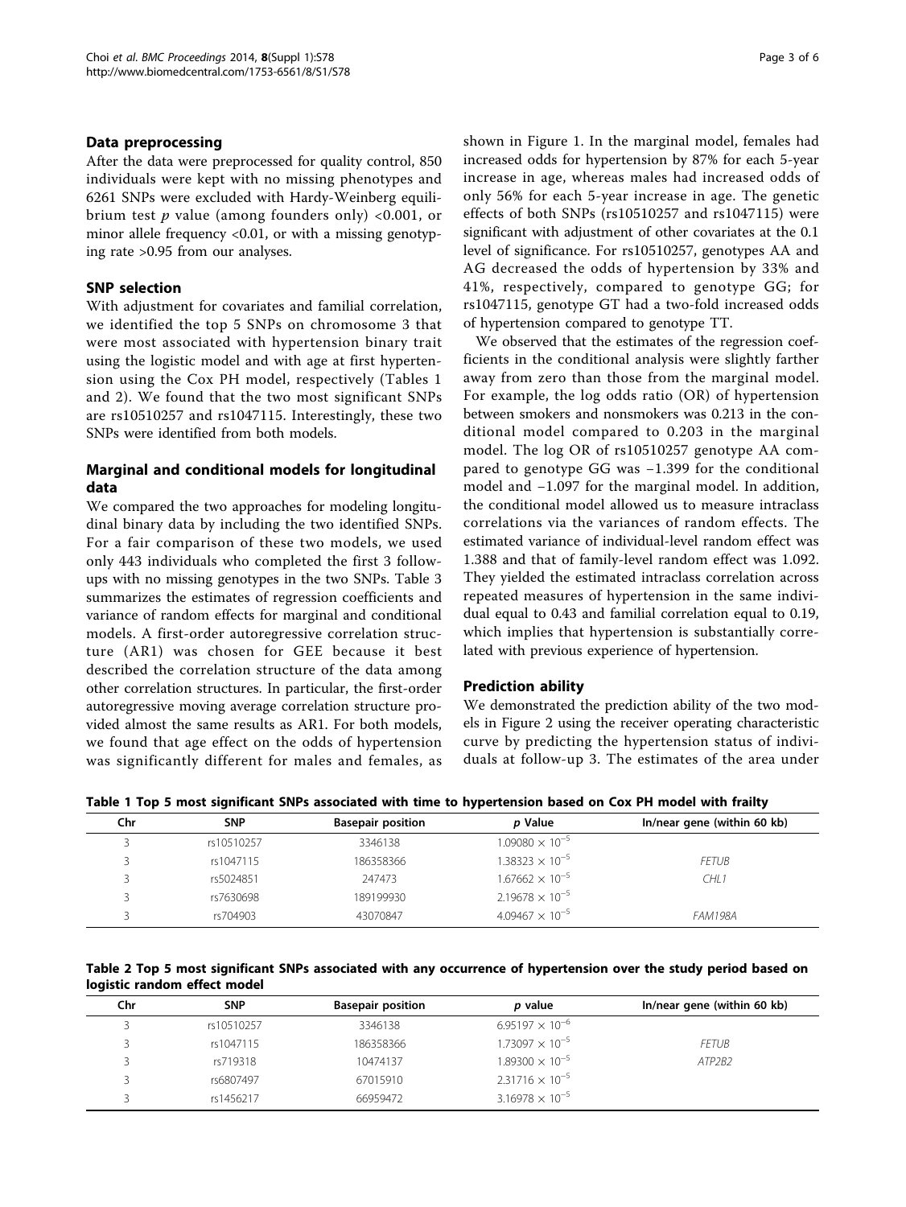### Data preprocessing

After the data were preprocessed for quality control, 850 individuals were kept with no missing phenotypes and 6261 SNPs were excluded with Hardy-Weinberg equilibrium test $p$ value (among founders only) <0.001, or minor allele frequency <0.01, or with a missing genotyping rate >0.95 from our analyses.

### SNP selection

With adjustment for covariates and familial correlation, we identified the top 5 SNPs on chromosome 3 that were most associated with hypertension binary trait using the logistic model and with age at first hypertension using the Cox PH model, respectively (Tables 1 and 2). We found that the two most significant SNPs are rs10510257 and rs1047115. Interestingly, these two SNPs were identified from both models.

### Marginal and conditional models for longitudinal data

We compared the two approaches for modeling longitudinal binary data by including the two identified SNPs. For a fair comparison of these two models, we used only 443 individuals who completed the first 3 follow-ups with no missing genotypes in the two SNPs. Table 3 summarizes the estimates of regression coefficients and variance of random effects for marginal and conditional models. A first-order autoregressive correlation structure (AR1) was chosen for GEE because it best described the correlation structure of the data among other correlation structures. In particular, the first-order autoregressive moving average correlation structure provided almost the same results as AR1. For both models, we found that age effect on the odds of hypertension was significantly different for males and females, as shown in Figure 1. In the marginal model, females had increased odds for hypertension by 87% for each 5-year increase in age, whereas males had increased odds of only 56% for each 5-year increase in age. The genetic effects of both SNPs (rs10510257 and rs1047115) were significant with adjustment of other covariates at the 0.1 level of significance. For rs10510257, genotypes AA and AG decreased the odds of hypertension by 33% and 41%, respectively, compared to genotype GG; for rs1047115, genotype GT had a two-fold increased odds of hypertension compared to genotype TT.

We observed that the estimates of the regression coefficients in the conditional analysis were slightly farther away from zero than those from the marginal model. For example, the log odds ratio (OR) of hypertension between smokers and nonsmokers was 0.213 in the conditional model compared to 0.203 in the marginal model. The log OR of rs10510257 genotype AA compared to genotype GG was −1.399 for the conditional model and −1.097 for the marginal model. In addition, the conditional model allowed us to measure intraclass correlations via the variances of random effects. The estimated variance of individual-level random effect was 1.388 and that of family-level random effect was 1.092. They yielded the estimated intraclass correlation across repeated measures of hypertension in the same individual equal to 0.43 and familial correlation equal to 0.19, which implies that hypertension is substantially correlated with previous experience of hypertension.

### Prediction ability

We demonstrated the prediction ability of the two models in Figure 2 using the receiver operating characteristic curve by predicting the hypertension status of individuals at follow-up 3. The estimates of the area under

**Table 1 Top 5 most significant SNPs associated with time to hypertension based on Cox PH model with frailty**

| Chr | SNP | Basepair position | $p$ Value | In/near gene (within 60 kb) |
|---|---|---|---|---|
| 3 | rs10510257 | 3346138 | $1.09080 \times 10^{-5}$ | |
| 3 | rs1047115 | 186358366 | $1.38323 \times 10^{-5}$ | *FETUB* |
| 3 | rs5024851 | 247473 | $1.67662 \times 10^{-5}$ | *CHL1* |
| 3 | rs7630698 | 189199930 | $2.19678 \times 10^{-5}$ | |
| 3 | rs704903 | 43070847 | $4.09467 \times 10^{-5}$ | *FAM198A* |

**Table 2 Top 5 most significant SNPs associated with any occurrence of hypertension over the study period based on logistic random effect model**

| Chr | SNP | Basepair position | $p$ value | In/near gene (within 60 kb) |
|---|---|---|---|---|
| 3 | rs10510257 | 3346138 | $6.95197 \times 10^{-6}$ | |
| 3 | rs1047115 | 186358366 | $1.73097 \times 10^{-5}$ | *FETUB* |
| 3 | rs719318 | 10474137 | $1.89300 \times 10^{-5}$ | *ATP2B2* |
| 3 | rs6807497 | 67015910 | $2.31716 \times 10^{-5}$ | |
| 3 | rs1456217 | 66959472 | $3.16978 \times 10^{-5}$ | |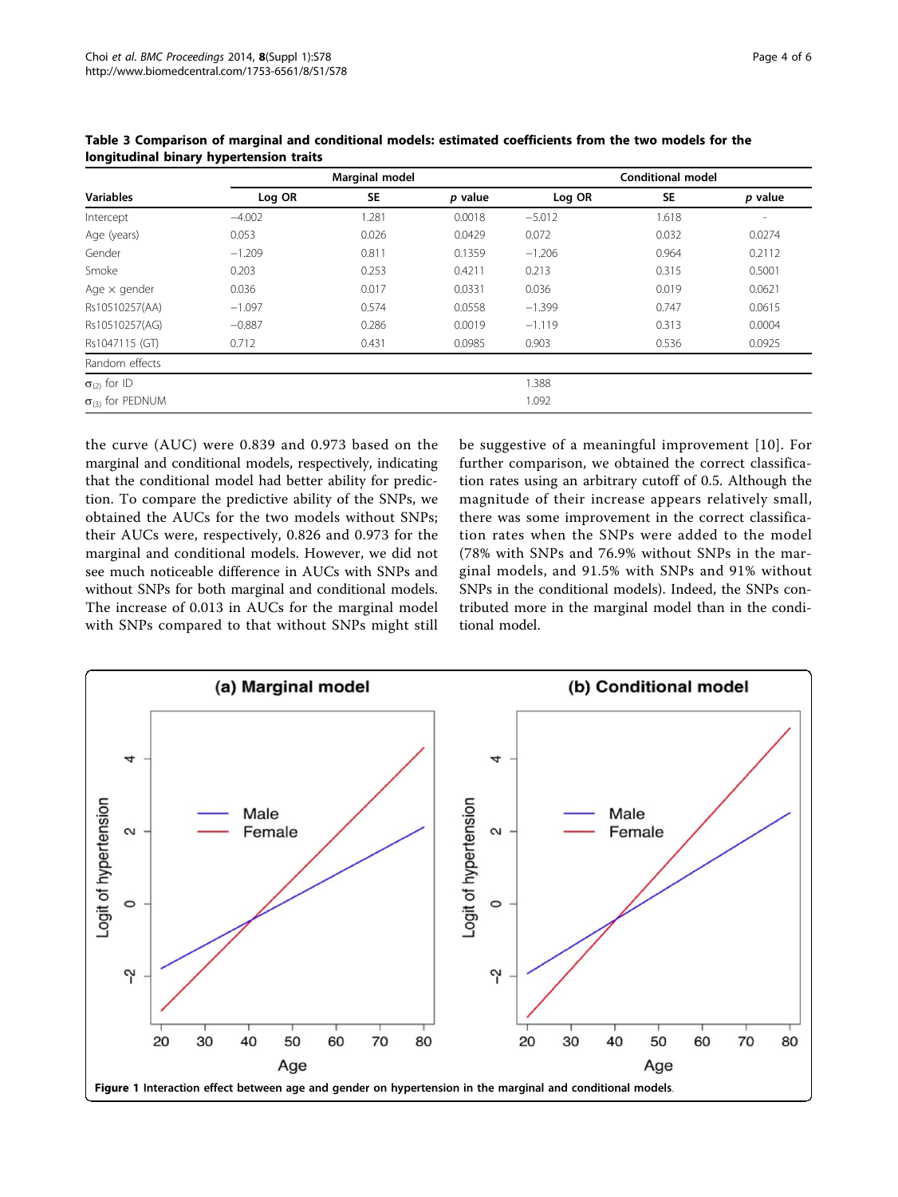**Table 3 Comparison of marginal and conditional models: estimated coefficients from the two models for the longitudinal binary hypertension traits**

| | Marginal model | | | Conditional model | | |
|---|---|---|---|---|---|---|
| Variables | Log OR | SE | *p* value | Log OR | SE | *p* value |
| Intercept | −4.002 | 1.281 | 0.0018 | −5.012 | 1.618 | - |
| Age (years) | 0.053 | 0.026 | 0.0429 | 0.072 | 0.032 | 0.0274 |
| Gender | −1.209 | 0.811 | 0.1359 | −1.206 | 0.964 | 0.2112 |
| Smoke | 0.203 | 0.253 | 0.4211 | 0.213 | 0.315 | 0.5001 |
| Age × gender | 0.036 | 0.017 | 0.0331 | 0.036 | 0.019 | 0.0621 |
| Rs10510257(AA) | −1.097 | 0.574 | 0.0558 | −1.399 | 0.747 | 0.0615 |
| Rs10510257(AG) | −0.887 | 0.286 | 0.0019 | −1.119 | 0.313 | 0.0004 |
| Rs1047115 (GT) | 0.712 | 0.431 | 0.0985 | 0.903 | 0.536 | 0.0925 |
| Random effects | | | | | | |
| $\sigma_{(2)}$ for ID | | | | 1.388 | | |
| $\sigma_{(3)}$ for PEDNUM | | | | 1.092 | | |

the curve (AUC) were 0.839 and 0.973 based on the marginal and conditional models, respectively, indicating that the conditional model had better ability for prediction. To compare the predictive ability of the SNPs, we obtained the AUCs for the two models without SNPs; their AUCs were, respectively, 0.826 and 0.973 for the marginal and conditional models. However, we did not see much noticeable difference in AUCs with SNPs and without SNPs for both marginal and conditional models. The increase of 0.013 in AUCs for the marginal model with SNPs compared to that without SNPs might still be suggestive of a meaningful improvement [10]. For further comparison, we obtained the correct classification rates using an arbitrary cutoff of 0.5. Although the magnitude of their increase appears relatively small, there was some improvement in the correct classification rates when the SNPs were added to the model (78% with SNPs and 76.9% without SNPs in the marginal models, and 91.5% with SNPs and 91% without SNPs in the conditional models). Indeed, the SNPs contributed more in the marginal model than in the conditional model.

**Figure 1 Interaction effect between age and gender on hypertension in the marginal and conditional models.**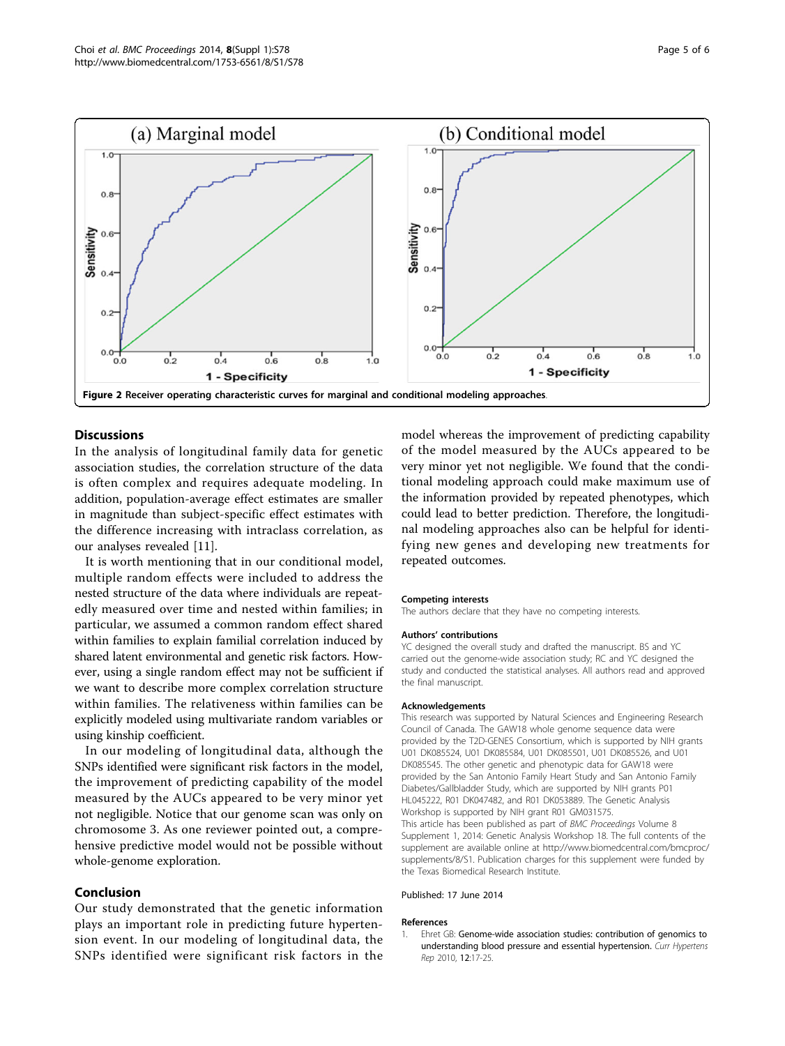Figure 2 Receiver operating characteristic curves for marginal and conditional modeling approaches.

## Discussions

In the analysis of longitudinal family data for genetic association studies, the correlation structure of the data is often complex and requires adequate modeling. In addition, population-average effect estimates are smaller in magnitude than subject-specific effect estimates with the difference increasing with intraclass correlation, as our analyses revealed [11].

It is worth mentioning that in our conditional model, multiple random effects were included to address the nested structure of the data where individuals are repeatedly measured over time and nested within families; in particular, we assumed a common random effect shared within families to explain familial correlation induced by shared latent environmental and genetic risk factors. However, using a single random effect may not be sufficient if we want to describe more complex correlation structure within families. The relativeness within families can be explicitly modeled using multivariate random variables or using kinship coefficient.

In our modeling of longitudinal data, although the SNPs identified were significant risk factors in the model, the improvement of predicting capability of the model measured by the AUCs appeared to be very minor yet not negligible. Notice that our genome scan was only on chromosome 3. As one reviewer pointed out, a comprehensive predictive model would not be possible without whole-genome exploration.

## Conclusion

Our study demonstrated that the genetic information plays an important role in predicting future hypertension event. In our modeling of longitudinal data, the SNPs identified were significant risk factors in the model whereas the improvement of predicting capability of the model measured by the AUCs appeared to be very minor yet not negligible. We found that the conditional modeling approach could make maximum use of the information provided by repeated phenotypes, which could lead to better prediction. Therefore, the longitudinal modeling approaches also can be helpful for identifying new genes and developing new treatments for repeated outcomes.

### Competing interests

The authors declare that they have no competing interests.

### Authors' contributions

YC designed the overall study and drafted the manuscript. BS and YC carried out the genome-wide association study; RC and YC designed the study and conducted the statistical analyses. All authors read and approved the final manuscript.

### Acknowledgements

This research was supported by Natural Sciences and Engineering Research Council of Canada. The GAW18 whole genome sequence data were provided by the T2D-GENES Consortium, which is supported by NIH grants U01 DK085524, U01 DK085584, U01 DK085501, U01 DK085526, and U01 DK085545. The other genetic and phenotypic data for GAW18 were provided by the San Antonio Family Heart Study and San Antonio Family Diabetes/Gallbladder Study, which are supported by NIH grants P01 HL045222, R01 DK047482, and R01 DK053889. The Genetic Analysis Workshop is supported by NIH grant R01 GM031575.

This article has been published as part of *BMC Proceedings* Volume 8 Supplement 1, 2014: Genetic Analysis Workshop 18. The full contents of the supplement are available online at http://www.biomedcentral.com/bmcproc/supplements/8/S1. Publication charges for this supplement were funded by the Texas Biomedical Research Institute.

Published: 17 June 2014

### References

1. Ehret GB: **Genome-wide association studies: contribution of genomics to understanding blood pressure and essential hypertension.** *Curr Hypertens Rep* 2010, **12**:17-25.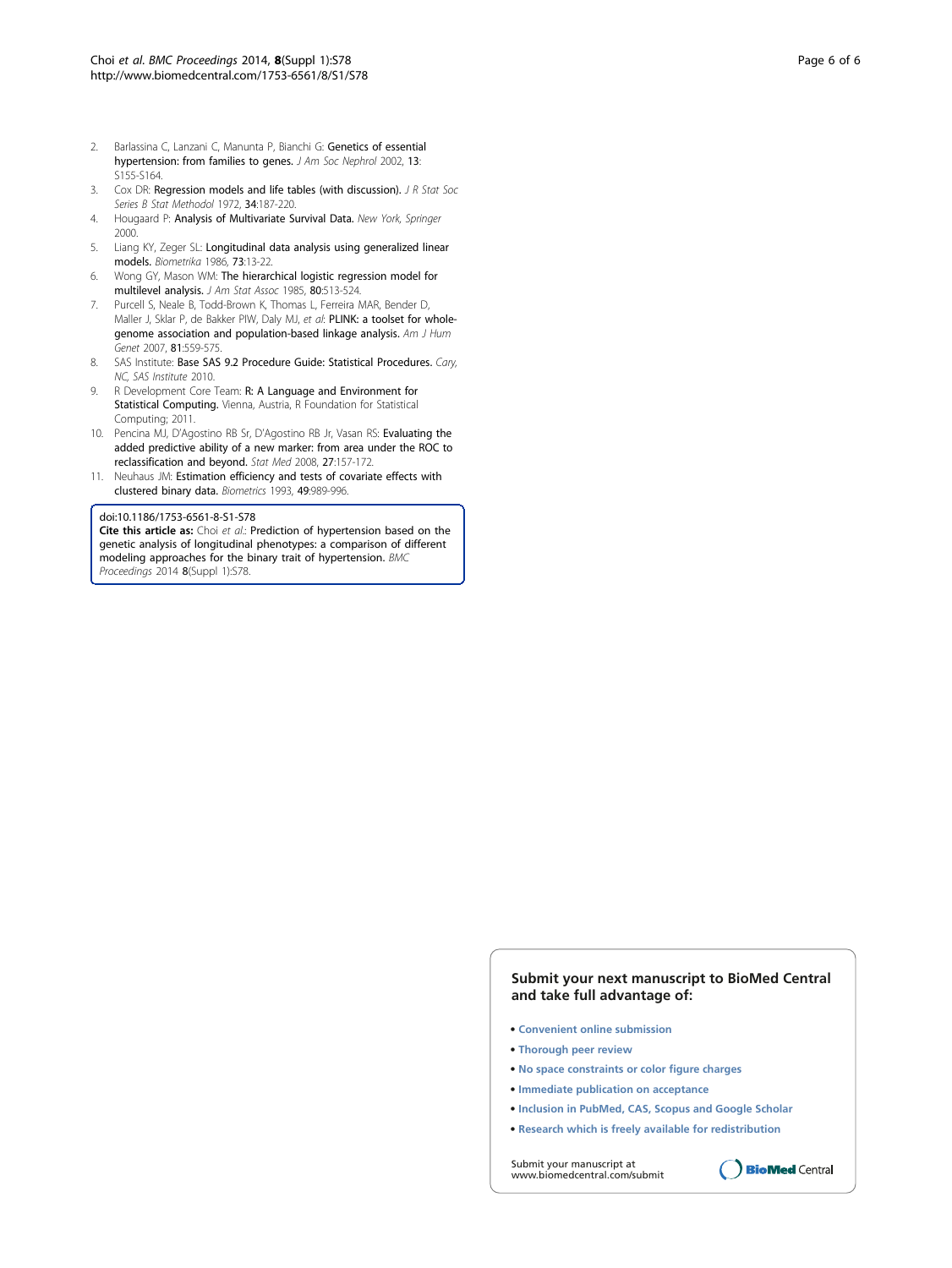2. Barlassina C, Lanzani C, Manunta P, Bianchi G: **Genetics of essential hypertension: from families to genes.** *J Am Soc Nephrol* 2002, **13**: S155-S164.
3. Cox DR: **Regression models and life tables (with discussion).** *J R Stat Soc Series B Stat Methodol* 1972, **34**:187-220.
4. Hougaard P: **Analysis of Multivariate Survival Data.** *New York, Springer* 2000.
5. Liang KY, Zeger SL: **Longitudinal data analysis using generalized linear models.** *Biometrika* 1986, **73**:13-22.
6. Wong GY, Mason WM: **The hierarchical logistic regression model for multilevel analysis.** *J Am Stat Assoc* 1985, **80**:513-524.
7. Purcell S, Neale B, Todd-Brown K, Thomas L, Ferreira MAR, Bender D, Maller J, Sklar P, de Bakker PIW, Daly MJ, *et al*: **PLINK: a toolset for whole-genome association and population-based linkage analysis.** *Am J Hum Genet* 2007, **81**:559-575.
8. SAS Institute: **Base SAS 9.2 Procedure Guide: Statistical Procedures.** *Cary, NC, SAS Institute* 2010.
9. R Development Core Team: **R: A Language and Environment for Statistical Computing.** Vienna, Austria, R Foundation for Statistical Computing; 2011.
10. Pencina MJ, D'Agostino RB Sr, D'Agostino RB Jr, Vasan RS: **Evaluating the added predictive ability of a new marker: from area under the ROC to reclassification and beyond.** *Stat Med* 2008, **27**:157-172.
11. Neuhaus JM: **Estimation efficiency and tests of covariate effects with clustered binary data.** *Biometrics* 1993, **49**:989-996.

doi:10.1186/1753-6561-8-S1-S78

**Cite this article as:** Choi *et al.*: Prediction of hypertension based on the genetic analysis of longitudinal phenotypes: a comparison of different modeling approaches for the binary trait of hypertension. *BMC Proceedings* 2014 **8**(Suppl 1):S78.

**Submit your next manuscript to BioMed Central and take full advantage of:**

- Convenient online submission
- Thorough peer review
- No space constraints or color figure charges
- Immediate publication on acceptance
- Inclusion in PubMed, CAS, Scopus and Google Scholar
- Research which is freely available for redistribution

Submit your manuscript at www.biomedcentral.com/submit

BioMed Central